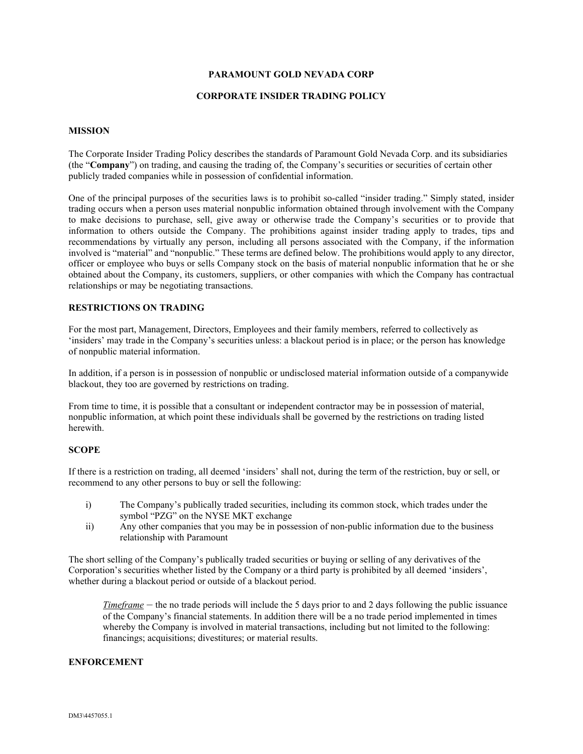# PARAMOUNT GOLD NEVADA CORP

## CORPORATE INSIDER TRADING POLICY

### MISSION

The Corporate Insider Trading Policy describes the standards of Paramount Gold Nevada Corp. and its subsidiaries (the "**Company**") on trading, and causing the trading of, the Company's securities or securities of certain other publicly traded companies while in possession of confidential information.

One of the principal purposes of the securities laws is to prohibit so-called "insider trading." Simply stated, insider trading occurs when a person uses material nonpublic information obtained through involvement with the Company to make decisions to purchase, sell, give away or otherwise trade the Company's securities or to provide that information to others outside the Company. The prohibitions against insider trading apply to trades, tips and recommendations by virtually any person, including all persons associated with the Company, if the information involved is "material" and "nonpublic." These terms are defined below. The prohibitions would apply to any director, officer or employee who buys or sells Company stock on the basis of material nonpublic information that he or she obtained about the Company, its customers, suppliers, or other companies with which the Company has contractual relationships or may be negotiating transactions.

### RESTRICTIONS ON TRADING

For the most part, Management, Directors, Employees and their family members, referred to collectively as 'insiders' may trade in the Company's securities unless: a blackout period is in place; or the person has knowledge of nonpublic material information.

In addition, if a person is in possession of nonpublic or undisclosed material information outside of a companywide blackout, they too are governed by restrictions on trading.

From time to time, it is possible that a consultant or independent contractor may be in possession of material, nonpublic information, at which point these individuals shall be governed by the restrictions on trading listed herewith.

### SCOPE

If there is a restriction on trading, all deemed 'insiders' shall not, during the term of the restriction, buy or sell, or recommend to any other persons to buy or sell the following:

- i) The Company's publically traded securities, including its common stock, which trades under the symbol "PZG" on the NYSE MKT exchange
- ii) Any other companies that you may be in possession of non-public information due to the business relationship with Paramount

The short selling of the Company's publically traded securities or buying or selling of any derivatives of the Corporation's securities whether listed by the Company or a third party is prohibited by all deemed 'insiders', whether during a blackout period or outside of a blackout period.

> ***Timeframe*** − the no trade periods will include the 5 days prior to and 2 days following the public issuance of the Company's financial statements. In addition there will be a no trade period implemented in times whereby the Company is involved in material transactions, including but not limited to the following: financings; acquisitions; divestitures; or material results.

### ENFORCEMENT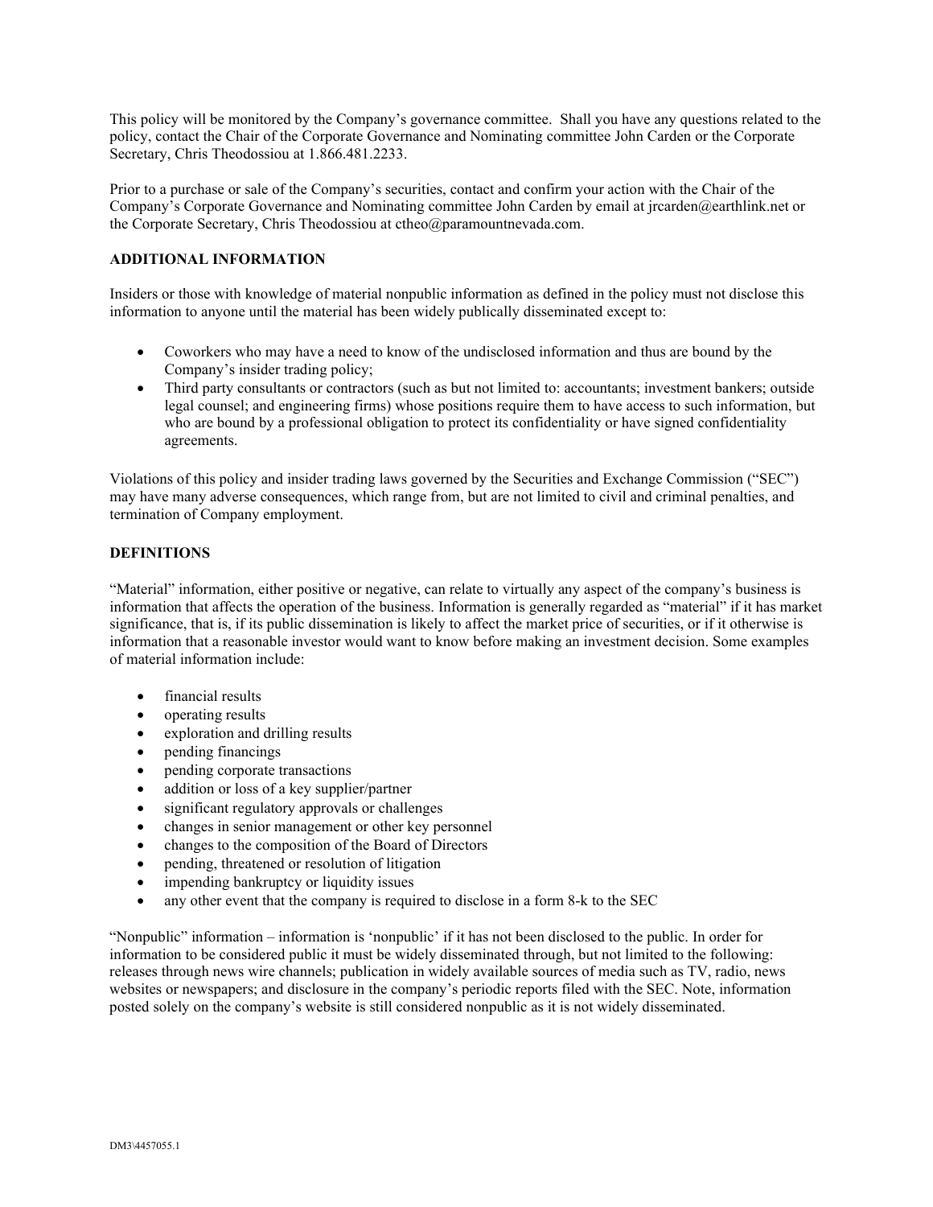This policy will be monitored by the Company's governance committee. Shall you have any questions related to the policy, contact the Chair of the Corporate Governance and Nominating committee John Carden or the Corporate Secretary, Chris Theodossiou at 1.866.481.2233.

Prior to a purchase or sale of the Company's securities, contact and confirm your action with the Chair of the Company's Corporate Governance and Nominating committee John Carden by email at jrcarden@earthlink.net or the Corporate Secretary, Chris Theodossiou at ctheo@paramountnevada.com.

**ADDITIONAL INFORMATION**

Insiders or those with knowledge of material nonpublic information as defined in the policy must not disclose this information to anyone until the material has been widely publically disseminated except to:

- Coworkers who may have a need to know of the undisclosed information and thus are bound by the Company's insider trading policy;
- Third party consultants or contractors (such as but not limited to: accountants; investment bankers; outside legal counsel; and engineering firms) whose positions require them to have access to such information, but who are bound by a professional obligation to protect its confidentiality or have signed confidentiality agreements.

Violations of this policy and insider trading laws governed by the Securities and Exchange Commission ("SEC") may have many adverse consequences, which range from, but are not limited to civil and criminal penalties, and termination of Company employment.

**DEFINITIONS**

"Material" information, either positive or negative, can relate to virtually any aspect of the company's business is information that affects the operation of the business. Information is generally regarded as "material" if it has market significance, that is, if its public dissemination is likely to affect the market price of securities, or if it otherwise is information that a reasonable investor would want to know before making an investment decision. Some examples of material information include:

- financial results
- operating results
- exploration and drilling results
- pending financings
- pending corporate transactions
- addition or loss of a key supplier/partner
- significant regulatory approvals or challenges
- changes in senior management or other key personnel
- changes to the composition of the Board of Directors
- pending, threatened or resolution of litigation
- impending bankruptcy or liquidity issues
- any other event that the company is required to disclose in a form 8-k to the SEC

"Nonpublic" information – information is 'nonpublic' if it has not been disclosed to the public. In order for information to be considered public it must be widely disseminated through, but not limited to the following: releases through news wire channels; publication in widely available sources of media such as TV, radio, news websites or newspapers; and disclosure in the company's periodic reports filed with the SEC. Note, information posted solely on the company's website is still considered nonpublic as it is not widely disseminated.

DM3\4457055.1